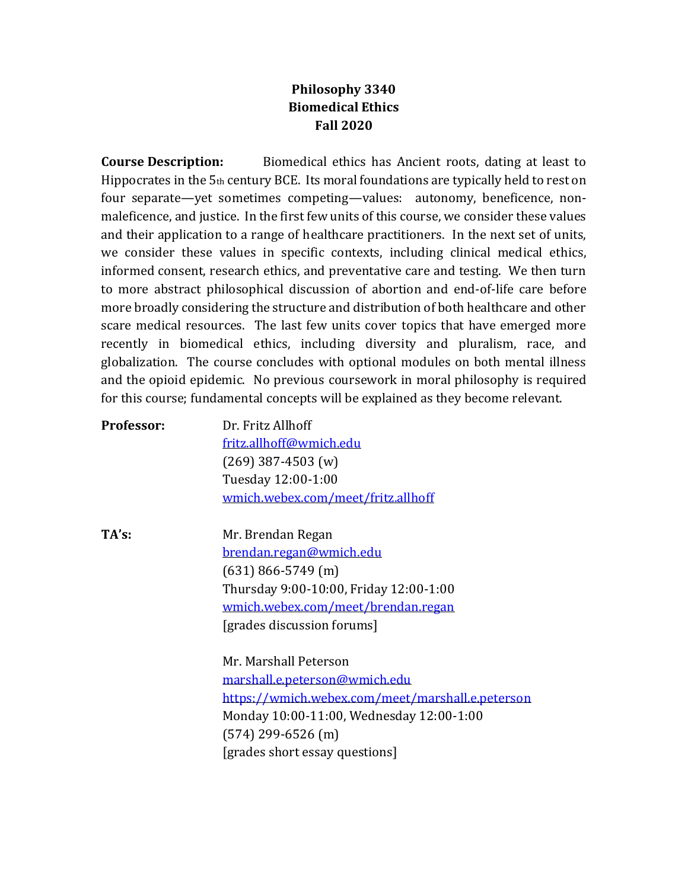# Philosophy 3340
# Biomedical Ethics
# Fall 2020

**Course Description:** Biomedical ethics has Ancient roots, dating at least to Hippocrates in the 5th century BCE. Its moral foundations are typically held to rest on four separate—yet sometimes competing—values: autonomy, beneficence, non-maleficence, and justice. In the first few units of this course, we consider these values and their application to a range of healthcare practitioners. In the next set of units, we consider these values in specific contexts, including clinical medical ethics, informed consent, research ethics, and preventative care and testing. We then turn to more abstract philosophical discussion of abortion and end-of-life care before more broadly considering the structure and distribution of both healthcare and other scare medical resources. The last few units cover topics that have emerged more recently in biomedical ethics, including diversity and pluralism, race, and globalization. The course concludes with optional modules on both mental illness and the opioid epidemic. No previous coursework in moral philosophy is required for this course; fundamental concepts will be explained as they become relevant.

**Professor:**

Dr. Fritz Allhoff
fritz.allhoff@wmich.edu
(269) 387-4503 (w)
Tuesday 12:00-1:00
wmich.webex.com/meet/fritz.allhoff

**TA's:**

Mr. Brendan Regan
brendan.regan@wmich.edu
(631) 866-5749 (m)
Thursday 9:00-10:00, Friday 12:00-1:00
wmich.webex.com/meet/brendan.regan
[grades discussion forums]

Mr. Marshall Peterson
marshall.e.peterson@wmich.edu
https://wmich.webex.com/meet/marshall.e.peterson
Monday 10:00-11:00, Wednesday 12:00-1:00
(574) 299-6526 (m)
[grades short essay questions]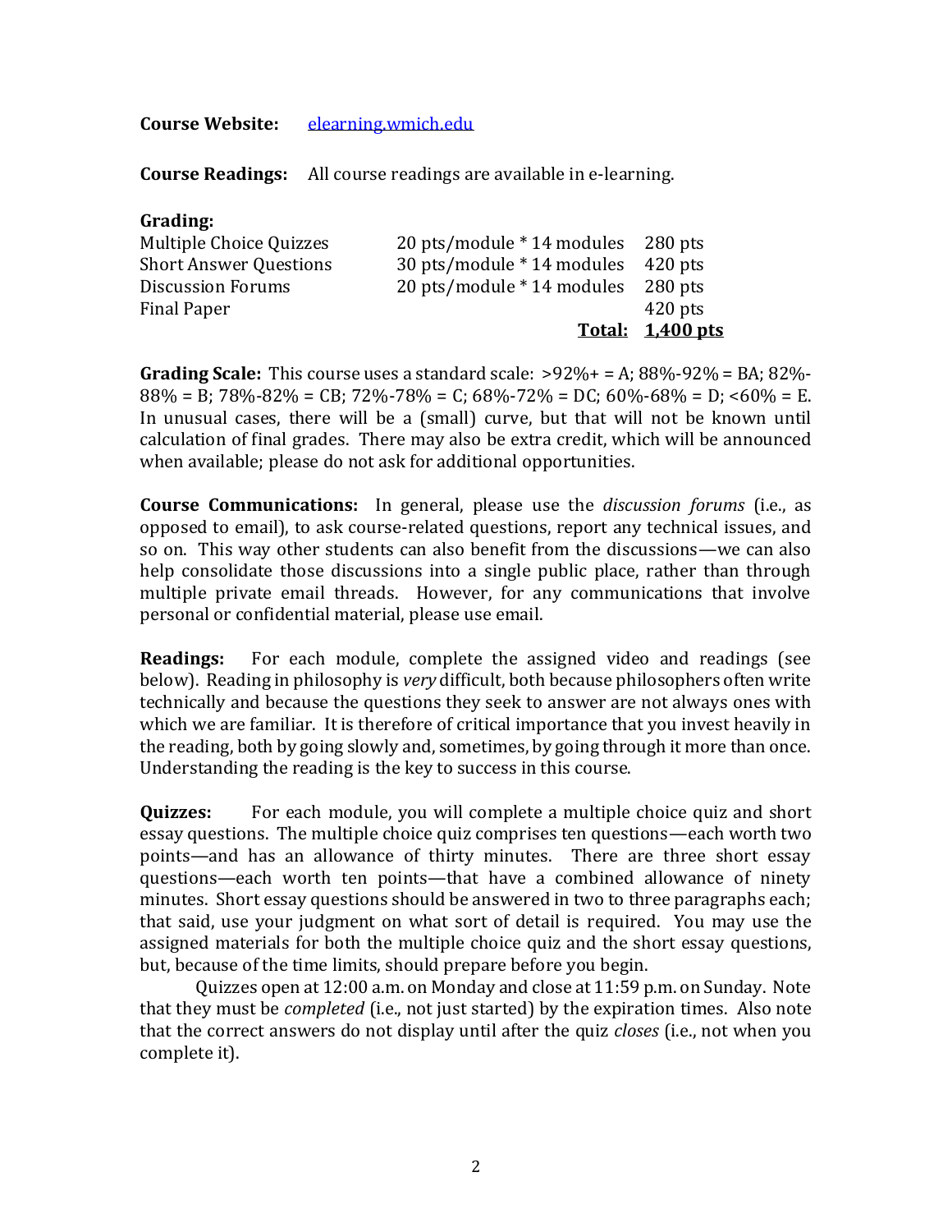**Course Website:** elearning.wmich.edu

**Course Readings:** All course readings are available in e-learning.

**Grading:**

| | | |
|---|---|---|
| Multiple Choice Quizzes | 20 pts/module * 14 modules | 280 pts |
| Short Answer Questions | 30 pts/module * 14 modules | 420 pts |
| Discussion Forums | 20 pts/module * 14 modules | 280 pts |
| Final Paper | | 420 pts |
| | **Total:** | **1,400 pts** |

**Grading Scale:** This course uses a standard scale: >92%+ = A; 88%-92% = BA; 82%-88% = B; 78%-82% = CB; 72%-78% = C; 68%-72% = DC; 60%-68% = D; <60% = E. In unusual cases, there will be a (small) curve, but that will not be known until calculation of final grades. There may also be extra credit, which will be announced when available; please do not ask for additional opportunities.

**Course Communications:** In general, please use the *discussion forums* (i.e., as opposed to email), to ask course-related questions, report any technical issues, and so on. This way other students can also benefit from the discussions—we can also help consolidate those discussions into a single public place, rather than through multiple private email threads. However, for any communications that involve personal or confidential material, please use email.

**Readings:** For each module, complete the assigned video and readings (see below). Reading in philosophy is *very* difficult, both because philosophers often write technically and because the questions they seek to answer are not always ones with which we are familiar. It is therefore of critical importance that you invest heavily in the reading, both by going slowly and, sometimes, by going through it more than once. Understanding the reading is the key to success in this course.

**Quizzes:** For each module, you will complete a multiple choice quiz and short essay questions. The multiple choice quiz comprises ten questions—each worth two points—and has an allowance of thirty minutes. There are three short essay questions—each worth ten points—that have a combined allowance of ninety minutes. Short essay questions should be answered in two to three paragraphs each; that said, use your judgment on what sort of detail is required. You may use the assigned materials for both the multiple choice quiz and the short essay questions, but, because of the time limits, should prepare before you begin.

Quizzes open at 12:00 a.m. on Monday and close at 11:59 p.m. on Sunday. Note that they must be *completed* (i.e., not just started) by the expiration times. Also note that the correct answers do not display until after the quiz *closes* (i.e., not when you complete it).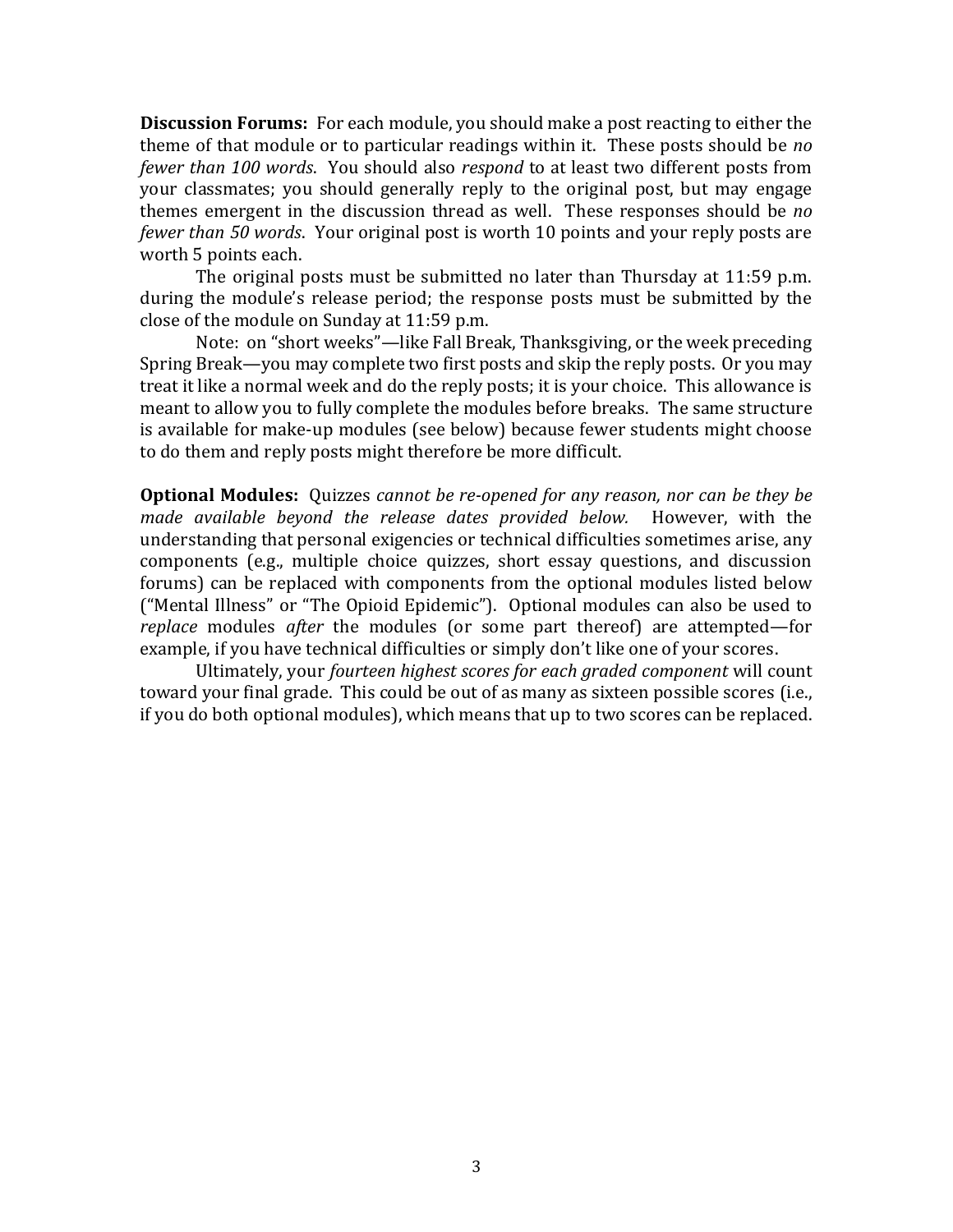**Discussion Forums:** For each module, you should make a post reacting to either the theme of that module or to particular readings within it. These posts should be *no fewer than 100 words*. You should also *respond* to at least two different posts from your classmates; you should generally reply to the original post, but may engage themes emergent in the discussion thread as well. These responses should be *no fewer than 50 words*. Your original post is worth 10 points and your reply posts are worth 5 points each.

The original posts must be submitted no later than Thursday at 11:59 p.m. during the module's release period; the response posts must be submitted by the close of the module on Sunday at 11:59 p.m.

Note: on "short weeks"—like Fall Break, Thanksgiving, or the week preceding Spring Break—you may complete two first posts and skip the reply posts. Or you may treat it like a normal week and do the reply posts; it is your choice. This allowance is meant to allow you to fully complete the modules before breaks. The same structure is available for make-up modules (see below) because fewer students might choose to do them and reply posts might therefore be more difficult.

**Optional Modules:** Quizzes *cannot be re-opened for any reason, nor can be they be made available beyond the release dates provided below.* However, with the understanding that personal exigencies or technical difficulties sometimes arise, any components (e.g., multiple choice quizzes, short essay questions, and discussion forums) can be replaced with components from the optional modules listed below ("Mental Illness" or "The Opioid Epidemic"). Optional modules can also be used to *replace* modules *after* the modules (or some part thereof) are attempted—for example, if you have technical difficulties or simply don't like one of your scores.

Ultimately, your *fourteen highest scores for each graded component* will count toward your final grade. This could be out of as many as sixteen possible scores (i.e., if you do both optional modules), which means that up to two scores can be replaced.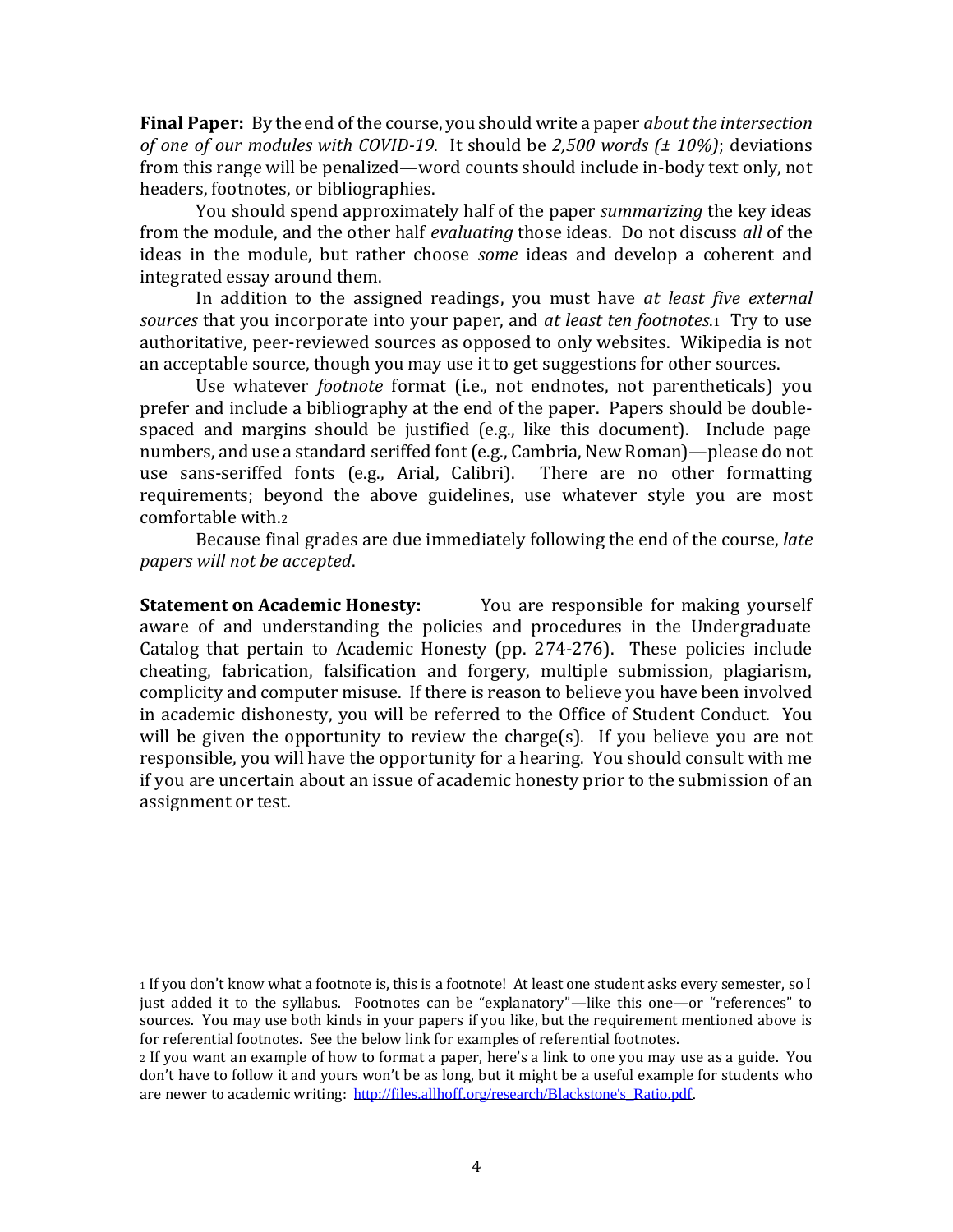**Final Paper:** By the end of the course, you should write a paper *about the intersection of one of our modules with COVID-19*. It should be *2,500 words (± 10%)*; deviations from this range will be penalized—word counts should include in-body text only, not headers, footnotes, or bibliographies.

You should spend approximately half of the paper *summarizing* the key ideas from the module, and the other half *evaluating* those ideas. Do not discuss *all* of the ideas in the module, but rather choose *some* ideas and develop a coherent and integrated essay around them.

In addition to the assigned readings, you must have *at least five external sources* that you incorporate into your paper, and *at least ten footnotes*.[1] Try to use authoritative, peer-reviewed sources as opposed to only websites. Wikipedia is not an acceptable source, though you may use it to get suggestions for other sources.

Use whatever *footnote* format (i.e., not endnotes, not parentheticals) you prefer and include a bibliography at the end of the paper. Papers should be double-spaced and margins should be justified (e.g., like this document). Include page numbers, and use a standard seriffed font (e.g., Cambria, New Roman)—please do not use sans-seriffed fonts (e.g., Arial, Calibri). There are no other formatting requirements; beyond the above guidelines, use whatever style you are most comfortable with.[2]

Because final grades are due immediately following the end of the course, *late papers will not be accepted*.

**Statement on Academic Honesty:** You are responsible for making yourself aware of and understanding the policies and procedures in the Undergraduate Catalog that pertain to Academic Honesty (pp. 274-276). These policies include cheating, fabrication, falsification and forgery, multiple submission, plagiarism, complicity and computer misuse. If there is reason to believe you have been involved in academic dishonesty, you will be referred to the Office of Student Conduct. You will be given the opportunity to review the charge(s). If you believe you are not responsible, you will have the opportunity for a hearing. You should consult with me if you are uncertain about an issue of academic honesty prior to the submission of an assignment or test.

---

[1] If you don't know what a footnote is, this is a footnote! At least one student asks every semester, so I just added it to the syllabus. Footnotes can be "explanatory"—like this one—or "references" to sources. You may use both kinds in your papers if you like, but the requirement mentioned above is for referential footnotes. See the below link for examples of referential footnotes.

[2] If you want an example of how to format a paper, here's a link to one you may use as a guide. You don't have to follow it and yours won't be as long, but it might be a useful example for students who are newer to academic writing: [http://files.allhoff.org/research/Blackstone's_Ratio.pdf](http://files.allhoff.org/research/Blackstone's_Ratio.pdf).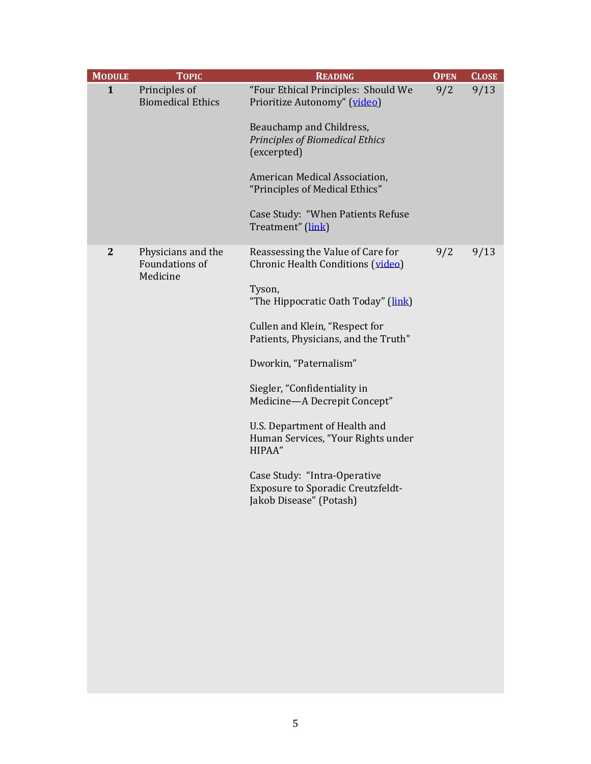| Module | Topic | Reading | Open | Close |
| --- | --- | --- | --- | --- |
| **1** | Principles of Biomedical Ethics | "Four Ethical Principles: Should We Prioritize Autonomy" (video)<br><br>Beauchamp and Childress, *Principles of Biomedical Ethics* (excerpted)<br><br>American Medical Association, "Principles of Medical Ethics"<br><br>Case Study: "When Patients Refuse Treatment" (link) | 9/2 | 9/13 |
| **2** | Physicians and the Foundations of Medicine | Reassessing the Value of Care for Chronic Health Conditions (video)<br><br>Tyson, "The Hippocratic Oath Today" (link)<br><br>Cullen and Klein, "Respect for Patients, Physicians, and the Truth"<br><br>Dworkin, "Paternalism"<br><br>Siegler, "Confidentiality in Medicine—A Decrepit Concept"<br><br>U.S. Department of Health and Human Services, "Your Rights under HIPAA"<br><br>Case Study: "Intra-Operative Exposure to Sporadic Creutzfeldt-Jakob Disease" (Potash) | 9/2 | 9/13 |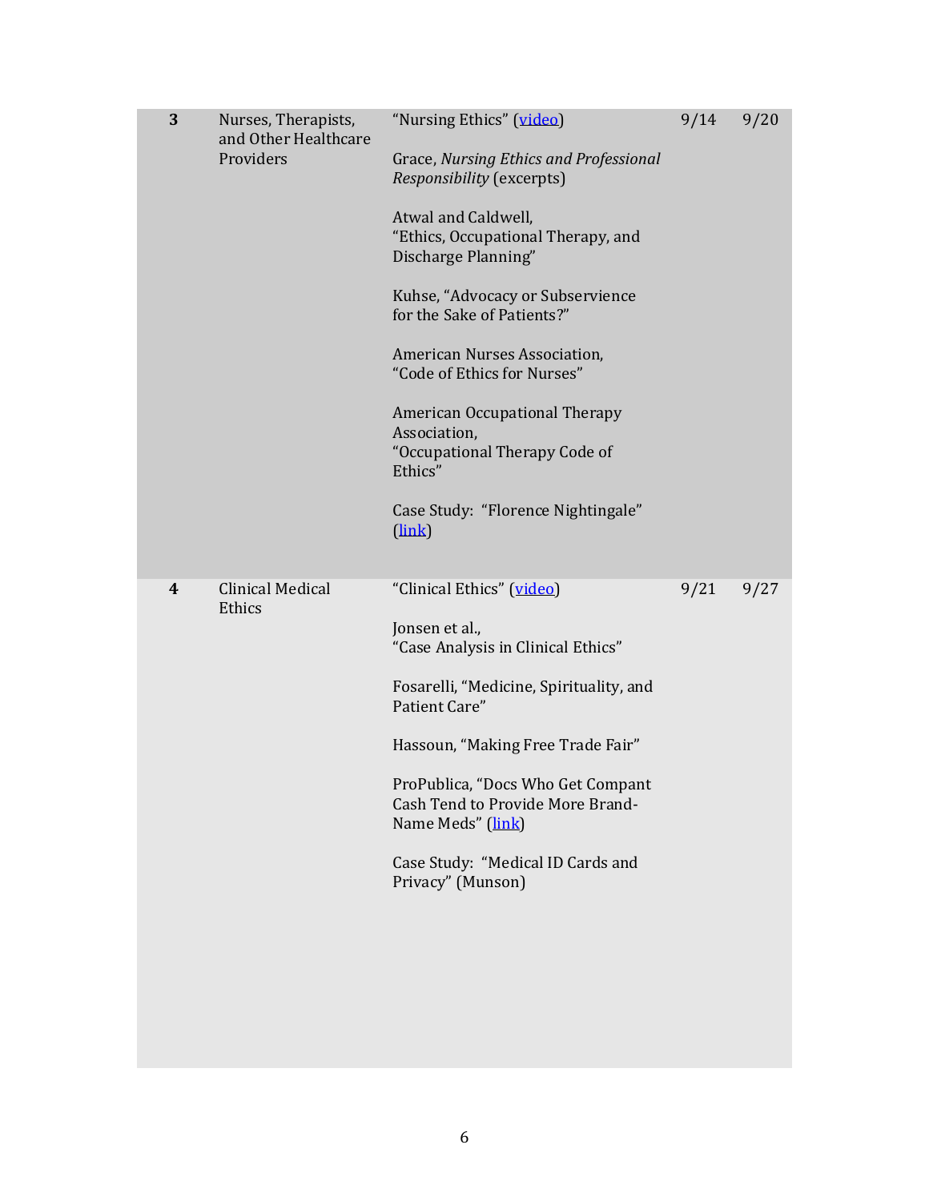| 3 | Nurses, Therapists, and Other Healthcare Providers | "Nursing Ethics" (video)<br><br>Grace, *Nursing Ethics and Professional Responsibility* (excerpts)<br><br>Atwal and Caldwell, "Ethics, Occupational Therapy, and Discharge Planning"<br><br>Kuhse, "Advocacy or Subservience for the Sake of Patients?"<br><br>American Nurses Association, "Code of Ethics for Nurses"<br><br>American Occupational Therapy Association, "Occupational Therapy Code of Ethics"<br><br>Case Study: "Florence Nightingale" (link) | 9/14 | 9/20 |
|---|---|---|---|---|
| 4 | Clinical Medical Ethics | "Clinical Ethics" (video)<br><br>Jonsen et al., "Case Analysis in Clinical Ethics"<br><br>Fosarelli, "Medicine, Spirituality, and Patient Care"<br><br>Hassoun, "Making Free Trade Fair"<br><br>ProPublica, "Docs Who Get Compant Cash Tend to Provide More Brand-Name Meds" (link)<br><br>Case Study: "Medical ID Cards and Privacy" (Munson) | 9/21 | 9/27 |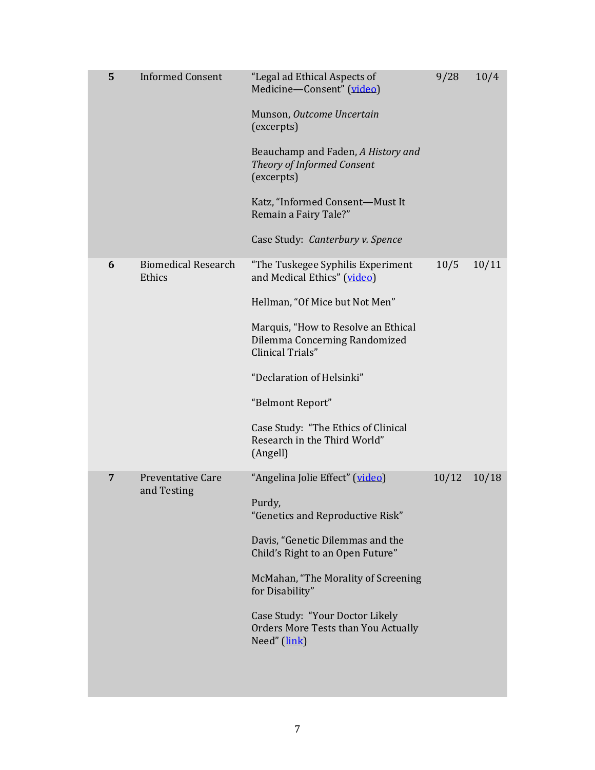| 5 | Informed Consent | "Legal ad Ethical Aspects of Medicine—Consent" (video)<br><br>Munson, *Outcome Uncertain* (excerpts)<br><br>Beauchamp and Faden, *A History and Theory of Informed Consent* (excerpts)<br><br>Katz, "Informed Consent—Must It Remain a Fairy Tale?"<br><br>Case Study: *Canterbury v. Spence* | 9/28 | 10/4 |
|---|---|---|---|---|
| **6** | Biomedical Research Ethics | "The Tuskegee Syphilis Experiment and Medical Ethics" (video)<br><br>Hellman, "Of Mice but Not Men"<br><br>Marquis, "How to Resolve an Ethical Dilemma Concerning Randomized Clinical Trials"<br><br>"Declaration of Helsinki"<br><br>"Belmont Report"<br><br>Case Study: "The Ethics of Clinical Research in the Third World" (Angell) | 10/5 | 10/11 |
| **7** | Preventative Care and Testing | "Angelina Jolie Effect" (video)<br><br>Purdy, "Genetics and Reproductive Risk"<br><br>Davis, "Genetic Dilemmas and the Child's Right to an Open Future"<br><br>McMahan, "The Morality of Screening for Disability"<br><br>Case Study: "Your Doctor Likely Orders More Tests than You Actually Need" (link) | 10/12 | 10/18 |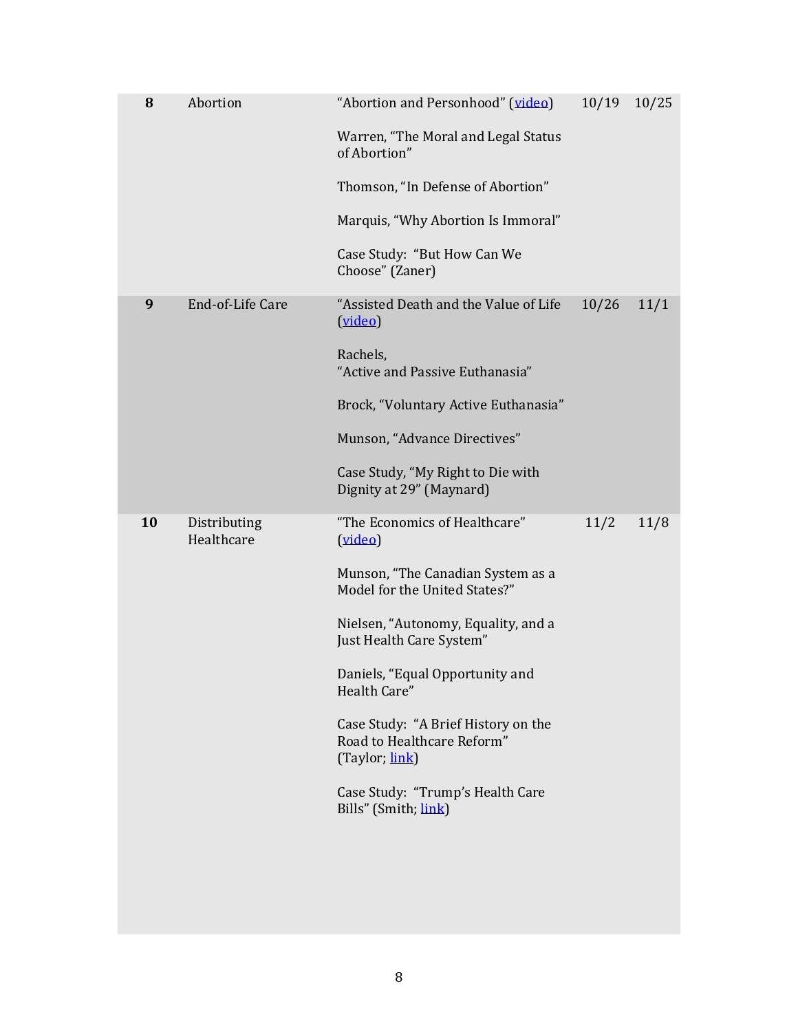| 8 | Abortion | "Abortion and Personhood" (video)<br><br>Warren, "The Moral and Legal Status of Abortion"<br><br>Thomson, "In Defense of Abortion"<br><br>Marquis, "Why Abortion Is Immoral"<br><br>Case Study: "But How Can We Choose" (Zaner) | 10/19 | 10/25 |
|---|---|---|---|---|
| 9 | End-of-Life Care | "Assisted Death and the Value of Life (video)<br><br>Rachels, "Active and Passive Euthanasia"<br><br>Brock, "Voluntary Active Euthanasia"<br><br>Munson, "Advance Directives"<br><br>Case Study, "My Right to Die with Dignity at 29" (Maynard) | 10/26 | 11/1 |
| 10 | Distributing Healthcare | "The Economics of Healthcare" (video)<br><br>Munson, "The Canadian System as a Model for the United States?"<br><br>Nielsen, "Autonomy, Equality, and a Just Health Care System"<br><br>Daniels, "Equal Opportunity and Health Care"<br><br>Case Study: "A Brief History on the Road to Healthcare Reform" (Taylor; link)<br><br>Case Study: "Trump's Health Care Bills" (Smith; link) | 11/2 | 11/8 |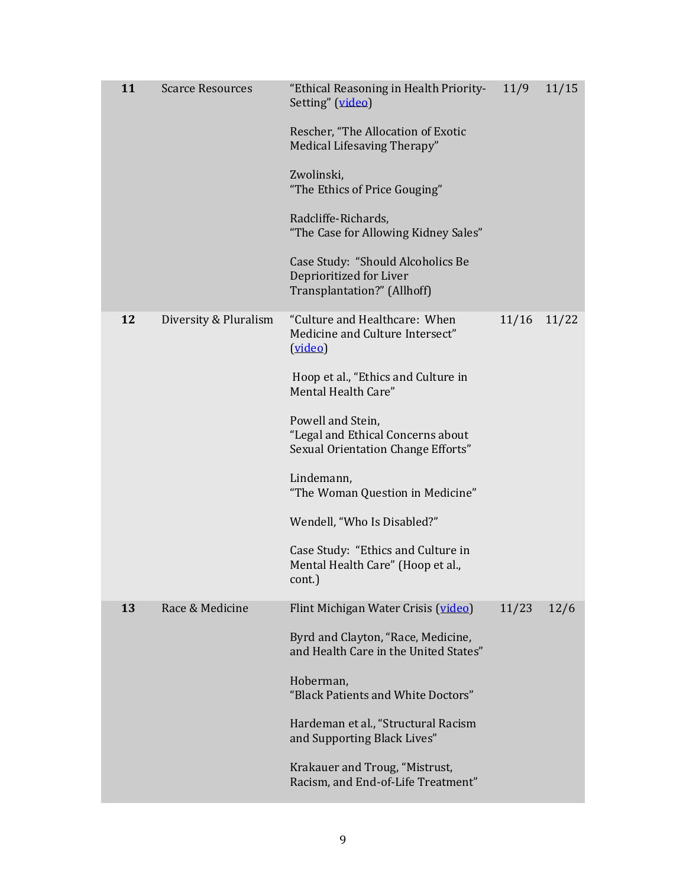| 11 | Scarce Resources | "Ethical Reasoning in Health Priority-Setting" (video)<br><br>Rescher, "The Allocation of Exotic Medical Lifesaving Therapy"<br><br>Zwolinski, "The Ethics of Price Gouging"<br><br>Radcliffe-Richards, "The Case for Allowing Kidney Sales"<br><br>Case Study: "Should Alcoholics Be Deprioritized for Liver Transplantation?" (Allhoff) | 11/9 | 11/15 |
|---|---|---|---|---|
| 12 | Diversity & Pluralism | "Culture and Healthcare: When Medicine and Culture Intersect" (video)<br><br>Hoop et al., "Ethics and Culture in Mental Health Care"<br><br>Powell and Stein, "Legal and Ethical Concerns about Sexual Orientation Change Efforts"<br><br>Lindemann, "The Woman Question in Medicine"<br><br>Wendell, "Who Is Disabled?"<br><br>Case Study: "Ethics and Culture in Mental Health Care" (Hoop et al., cont.) | 11/16 | 11/22 |
| 13 | Race & Medicine | Flint Michigan Water Crisis (video)<br><br>Byrd and Clayton, "Race, Medicine, and Health Care in the United States"<br><br>Hoberman, "Black Patients and White Doctors"<br><br>Hardeman et al., "Structural Racism and Supporting Black Lives"<br><br>Krakauer and Troug, "Mistrust, Racism, and End-of-Life Treatment" | 11/23 | 12/6 |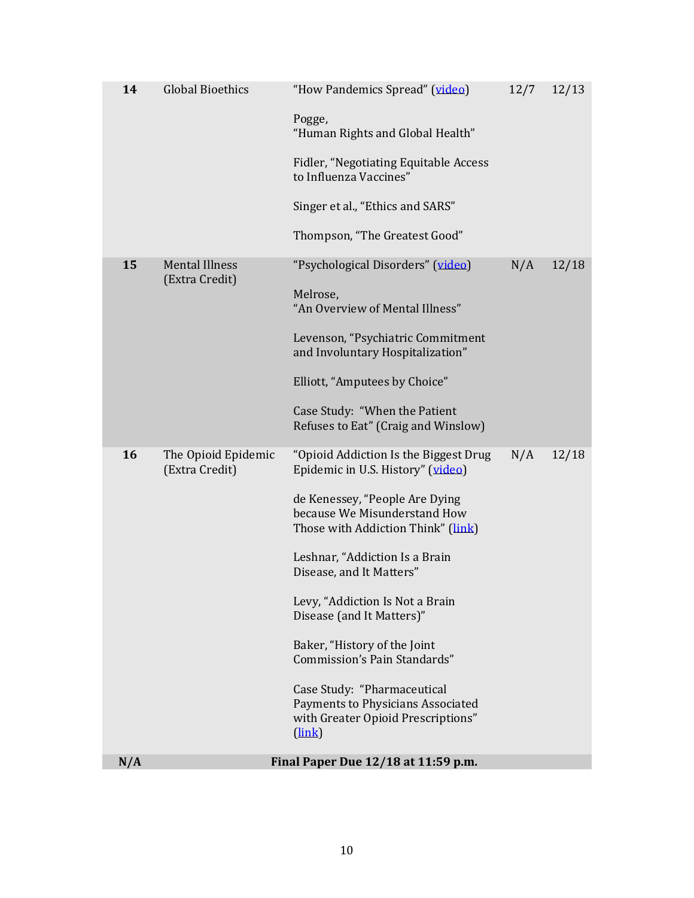| | | | | |
|---|---|---|---|---|
| **14** | Global Bioethics | "How Pandemics Spread" (video)<br><br>Pogge, "Human Rights and Global Health"<br><br>Fidler, "Negotiating Equitable Access to Influenza Vaccines"<br><br>Singer et al., "Ethics and SARS"<br><br>Thompson, "The Greatest Good" | 12/7 | 12/13 |
| **15** | Mental Illness (Extra Credit) | "Psychological Disorders" (video)<br><br>Melrose, "An Overview of Mental Illness"<br><br>Levenson, "Psychiatric Commitment and Involuntary Hospitalization"<br><br>Elliott, "Amputees by Choice"<br><br>Case Study: "When the Patient Refuses to Eat" (Craig and Winslow) | N/A | 12/18 |
| **16** | The Opioid Epidemic (Extra Credit) | "Opioid Addiction Is the Biggest Drug Epidemic in U.S. History" (video)<br><br>de Kenessey, "People Are Dying because We Misunderstand How Those with Addiction Think" (link)<br><br>Leshnar, "Addiction Is a Brain Disease, and It Matters"<br><br>Levy, "Addiction Is Not a Brain Disease (and It Matters)"<br><br>Baker, "History of the Joint Commission's Pain Standards"<br><br>Case Study: "Pharmaceutical Payments to Physicians Associated with Greater Opioid Prescriptions" (link) | N/A | 12/18 |
| **N/A** | **Final Paper Due 12/18 at 11:59 p.m.** | | | |